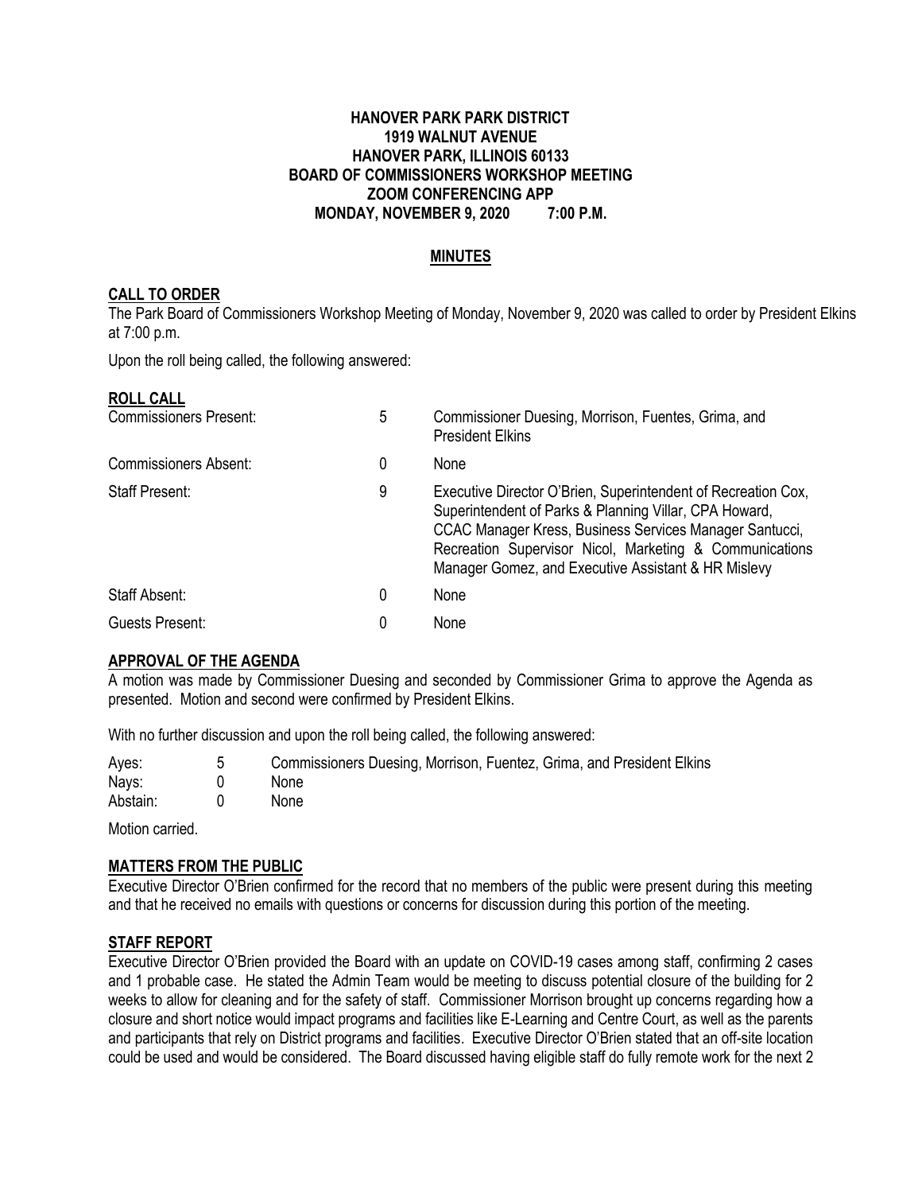**HANOVER PARK PARK DISTRICT**
**1919 WALNUT AVENUE**
**HANOVER PARK, ILLINOIS 60133**
**BOARD OF COMMISSIONERS WORKSHOP MEETING**
**ZOOM CONFERENCING APP**
**MONDAY, NOVEMBER 9, 2020 7:00 P.M.**

## MINUTES

### CALL TO ORDER

The Park Board of Commissioners Workshop Meeting of Monday, November 9, 2020 was called to order by President Elkins at 7:00 p.m.

Upon the roll being called, the following answered:

### ROLL CALL

| | | |
|---|---|---|
| Commissioners Present: | 5 | Commissioner Duesing, Morrison, Fuentes, Grima, and President Elkins |
| Commissioners Absent: | 0 | None |
| Staff Present: | 9 | Executive Director O'Brien, Superintendent of Recreation Cox, Superintendent of Parks & Planning Villar, CPA Howard, CCAC Manager Kress, Business Services Manager Santucci, Recreation Supervisor Nicol, Marketing & Communications Manager Gomez, and Executive Assistant & HR Mislevy |
| Staff Absent: | 0 | None |
| Guests Present: | 0 | None |

### APPROVAL OF THE AGENDA

A motion was made by Commissioner Duesing and seconded by Commissioner Grima to approve the Agenda as presented. Motion and second were confirmed by President Elkins.

With no further discussion and upon the roll being called, the following answered:

| | | |
|---|---|---|
| Ayes: | 5 | Commissioners Duesing, Morrison, Fuentez, Grima, and President Elkins |
| Nays: | 0 | None |
| Abstain: | 0 | None |

Motion carried.

### MATTERS FROM THE PUBLIC

Executive Director O'Brien confirmed for the record that no members of the public were present during this meeting and that he received no emails with questions or concerns for discussion during this portion of the meeting.

### STAFF REPORT

Executive Director O'Brien provided the Board with an update on COVID-19 cases among staff, confirming 2 cases and 1 probable case. He stated the Admin Team would be meeting to discuss potential closure of the building for 2 weeks to allow for cleaning and for the safety of staff. Commissioner Morrison brought up concerns regarding how a closure and short notice would impact programs and facilities like E-Learning and Centre Court, as well as the parents and participants that rely on District programs and facilities. Executive Director O'Brien stated that an off-site location could be used and would be considered. The Board discussed having eligible staff do fully remote work for the next 2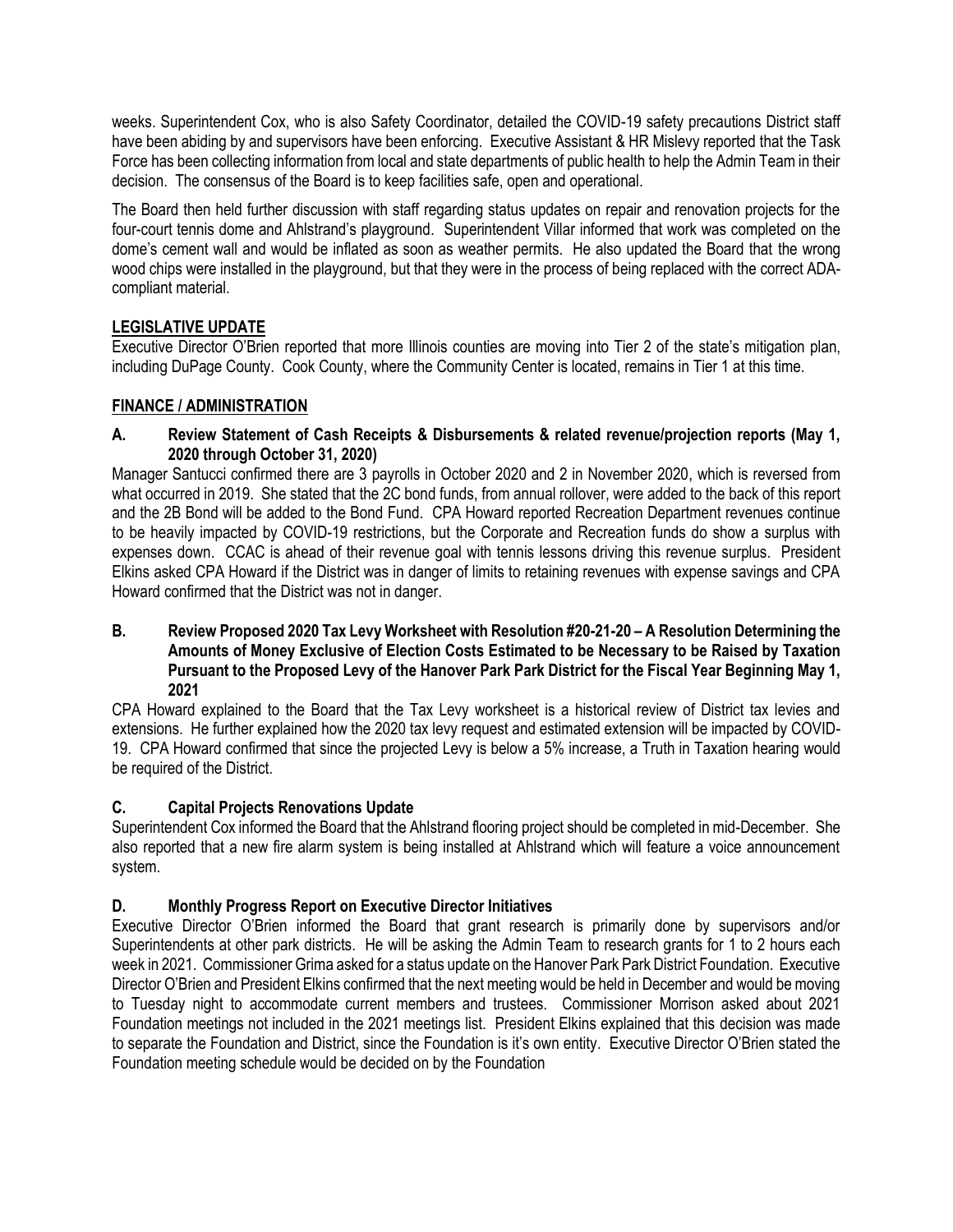weeks. Superintendent Cox, who is also Safety Coordinator, detailed the COVID-19 safety precautions District staff have been abiding by and supervisors have been enforcing. Executive Assistant & HR Mislevy reported that the Task Force has been collecting information from local and state departments of public health to help the Admin Team in their decision. The consensus of the Board is to keep facilities safe, open and operational.

The Board then held further discussion with staff regarding status updates on repair and renovation projects for the four-court tennis dome and Ahlstrand's playground. Superintendent Villar informed that work was completed on the dome's cement wall and would be inflated as soon as weather permits. He also updated the Board that the wrong wood chips were installed in the playground, but that they were in the process of being replaced with the correct ADA-compliant material.

## LEGISLATIVE UPDATE

Executive Director O'Brien reported that more Illinois counties are moving into Tier 2 of the state's mitigation plan, including DuPage County. Cook County, where the Community Center is located, remains in Tier 1 at this time.

## FINANCE / ADMINISTRATION

### A. Review Statement of Cash Receipts & Disbursements & related revenue/projection reports (May 1, 2020 through October 31, 2020)

Manager Santucci confirmed there are 3 payrolls in October 2020 and 2 in November 2020, which is reversed from what occurred in 2019. She stated that the 2C bond funds, from annual rollover, were added to the back of this report and the 2B Bond will be added to the Bond Fund. CPA Howard reported Recreation Department revenues continue to be heavily impacted by COVID-19 restrictions, but the Corporate and Recreation funds do show a surplus with expenses down. CCAC is ahead of their revenue goal with tennis lessons driving this revenue surplus. President Elkins asked CPA Howard if the District was in danger of limits to retaining revenues with expense savings and CPA Howard confirmed that the District was not in danger.

### B. Review Proposed 2020 Tax Levy Worksheet with Resolution #20-21-20 – A Resolution Determining the Amounts of Money Exclusive of Election Costs Estimated to be Necessary to be Raised by Taxation Pursuant to the Proposed Levy of the Hanover Park Park District for the Fiscal Year Beginning May 1, 2021

CPA Howard explained to the Board that the Tax Levy worksheet is a historical review of District tax levies and extensions. He further explained how the 2020 tax levy request and estimated extension will be impacted by COVID-19. CPA Howard confirmed that since the projected Levy is below a 5% increase, a Truth in Taxation hearing would be required of the District.

### C. Capital Projects Renovations Update

Superintendent Cox informed the Board that the Ahlstrand flooring project should be completed in mid-December. She also reported that a new fire alarm system is being installed at Ahlstrand which will feature a voice announcement system.

### D. Monthly Progress Report on Executive Director Initiatives

Executive Director O'Brien informed the Board that grant research is primarily done by supervisors and/or Superintendents at other park districts. He will be asking the Admin Team to research grants for 1 to 2 hours each week in 2021. Commissioner Grima asked for a status update on the Hanover Park Park District Foundation. Executive Director O'Brien and President Elkins confirmed that the next meeting would be held in December and would be moving to Tuesday night to accommodate current members and trustees. Commissioner Morrison asked about 2021 Foundation meetings not included in the 2021 meetings list. President Elkins explained that this decision was made to separate the Foundation and District, since the Foundation is it's own entity. Executive Director O'Brien stated the Foundation meeting schedule would be decided on by the Foundation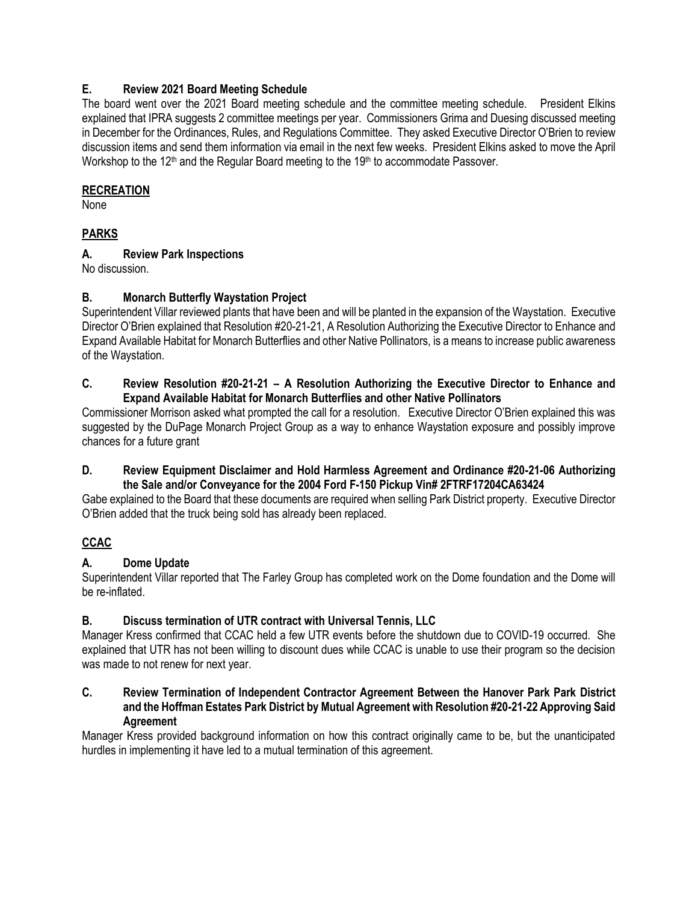### E. Review 2021 Board Meeting Schedule

The board went over the 2021 Board meeting schedule and the committee meeting schedule. President Elkins explained that IPRA suggests 2 committee meetings per year. Commissioners Grima and Duesing discussed meeting in December for the Ordinances, Rules, and Regulations Committee. They asked Executive Director O'Brien to review discussion items and send them information via email in the next few weeks. President Elkins asked to move the April Workshop to the 12th and the Regular Board meeting to the 19th to accommodate Passover.

## RECREATION

None

## PARKS

### A. Review Park Inspections

No discussion.

### B. Monarch Butterfly Waystation Project

Superintendent Villar reviewed plants that have been and will be planted in the expansion of the Waystation. Executive Director O'Brien explained that Resolution #20-21-21, A Resolution Authorizing the Executive Director to Enhance and Expand Available Habitat for Monarch Butterflies and other Native Pollinators, is a means to increase public awareness of the Waystation.

### C. Review Resolution #20-21-21 – A Resolution Authorizing the Executive Director to Enhance and Expand Available Habitat for Monarch Butterflies and other Native Pollinators

Commissioner Morrison asked what prompted the call for a resolution. Executive Director O'Brien explained this was suggested by the DuPage Monarch Project Group as a way to enhance Waystation exposure and possibly improve chances for a future grant

### D. Review Equipment Disclaimer and Hold Harmless Agreement and Ordinance #20-21-06 Authorizing the Sale and/or Conveyance for the 2004 Ford F-150 Pickup Vin# 2FTRF17204CA63424

Gabe explained to the Board that these documents are required when selling Park District property. Executive Director O'Brien added that the truck being sold has already been replaced.

## CCAC

### A. Dome Update

Superintendent Villar reported that The Farley Group has completed work on the Dome foundation and the Dome will be re-inflated.

### B. Discuss termination of UTR contract with Universal Tennis, LLC

Manager Kress confirmed that CCAC held a few UTR events before the shutdown due to COVID-19 occurred. She explained that UTR has not been willing to discount dues while CCAC is unable to use their program so the decision was made to not renew for next year.

### C. Review Termination of Independent Contractor Agreement Between the Hanover Park Park District and the Hoffman Estates Park District by Mutual Agreement with Resolution #20-21-22 Approving Said Agreement

Manager Kress provided background information on how this contract originally came to be, but the unanticipated hurdles in implementing it have led to a mutual termination of this agreement.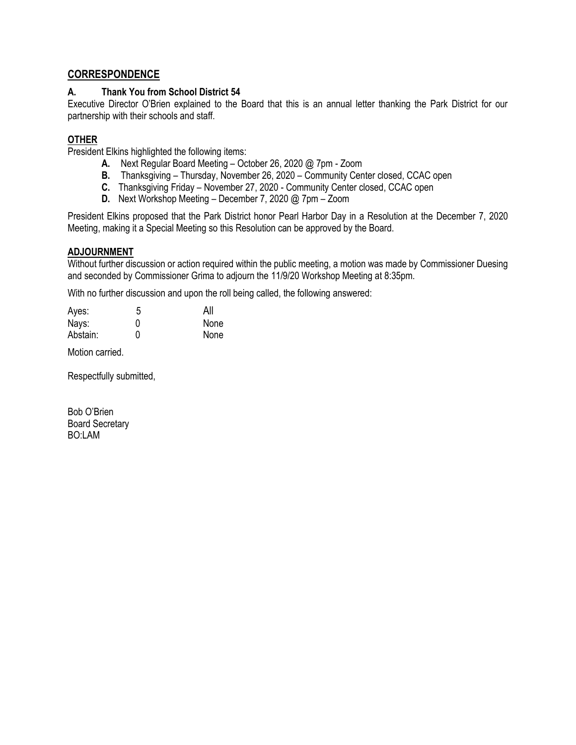## CORRESPONDENCE

### A. Thank You from School District 54

Executive Director O'Brien explained to the Board that this is an annual letter thanking the Park District for our partnership with their schools and staff.

## OTHER

President Elkins highlighted the following items:

- **A.** Next Regular Board Meeting – October 26, 2020 @ 7pm - Zoom
- **B.** Thanksgiving – Thursday, November 26, 2020 – Community Center closed, CCAC open
- **C.** Thanksgiving Friday – November 27, 2020 - Community Center closed, CCAC open
- **D.** Next Workshop Meeting – December 7, 2020 @ 7pm – Zoom

President Elkins proposed that the Park District honor Pearl Harbor Day in a Resolution at the December 7, 2020 Meeting, making it a Special Meeting so this Resolution can be approved by the Board.

## ADJOURNMENT

Without further discussion or action required within the public meeting, a motion was made by Commissioner Duesing and seconded by Commissioner Grima to adjourn the 11/9/20 Workshop Meeting at 8:35pm.

With no further discussion and upon the roll being called, the following answered:

| | | |
|---|---|---|
| Ayes: | 5 | All |
| Nays: | 0 | None |
| Abstain: | 0 | None |

Motion carried.

Respectfully submitted,

Bob O'Brien
Board Secretary
BO:LAM